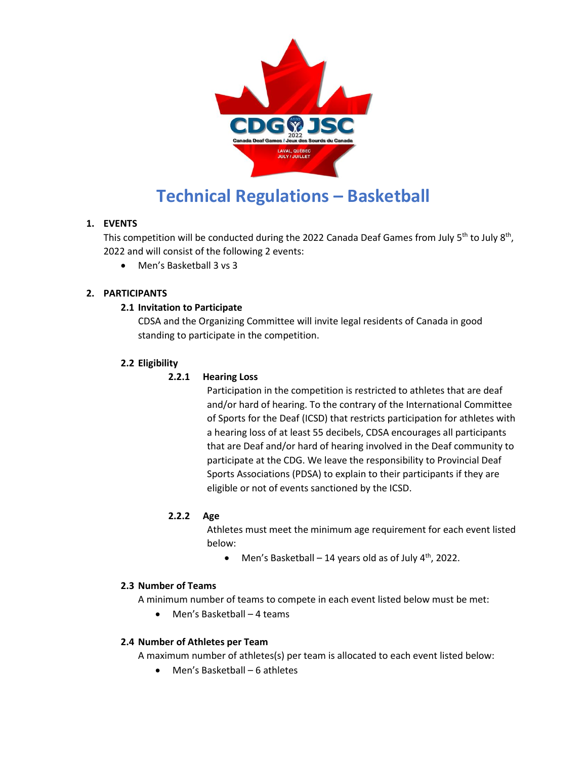# Technical Regulations – Basketball

## 1. EVENTS

This competition will be conducted during the 2022 Canada Deaf Games from July 5th to July 8th, 2022 and will consist of the following 2 events:

- Men's Basketball 3 vs 3

## 2. PARTICIPANTS

### 2.1 Invitation to Participate

CDSA and the Organizing Committee will invite legal residents of Canada in good standing to participate in the competition.

### 2.2 Eligibility

#### 2.2.1 Hearing Loss

Participation in the competition is restricted to athletes that are deaf and/or hard of hearing. To the contrary of the International Committee of Sports for the Deaf (ICSD) that restricts participation for athletes with a hearing loss of at least 55 decibels, CDSA encourages all participants that are Deaf and/or hard of hearing involved in the Deaf community to participate at the CDG. We leave the responsibility to Provincial Deaf Sports Associations (PDSA) to explain to their participants if they are eligible or not of events sanctioned by the ICSD.

#### 2.2.2 Age

Athletes must meet the minimum age requirement for each event listed below:

- Men's Basketball – 14 years old as of July 4th, 2022.

### 2.3 Number of Teams

A minimum number of teams to compete in each event listed below must be met:

- Men's Basketball – 4 teams

### 2.4 Number of Athletes per Team

A maximum number of athletes(s) per team is allocated to each event listed below:

- Men's Basketball – 6 athletes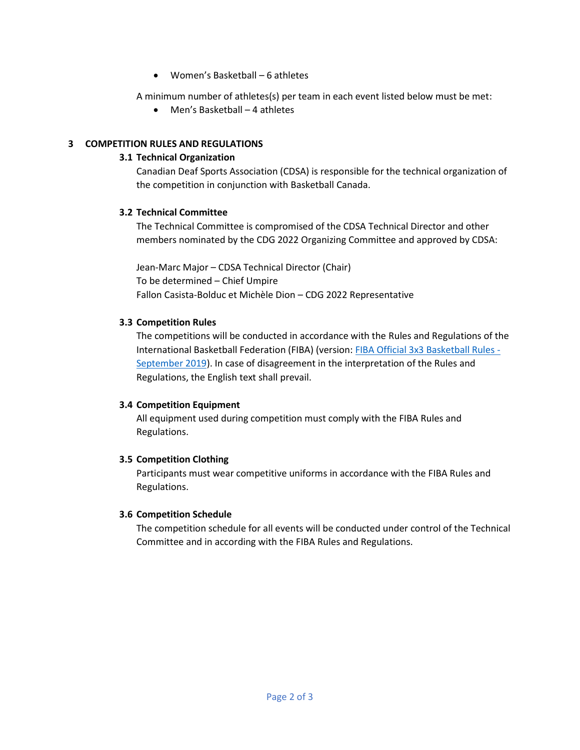- Women's Basketball – 6 athletes

A minimum number of athletes(s) per team in each event listed below must be met:

- Men's Basketball – 4 athletes

## 3 COMPETITION RULES AND REGULATIONS

### 3.1 Technical Organization

Canadian Deaf Sports Association (CDSA) is responsible for the technical organization of the competition in conjunction with Basketball Canada.

### 3.2 Technical Committee

The Technical Committee is compromised of the CDSA Technical Director and other members nominated by the CDG 2022 Organizing Committee and approved by CDSA:

Jean-Marc Major – CDSA Technical Director (Chair)
To be determined – Chief Umpire
Fallon Casista-Bolduc et Michèle Dion – CDG 2022 Representative

### 3.3 Competition Rules

The competitions will be conducted in accordance with the Rules and Regulations of the International Basketball Federation (FIBA) (version: FIBA Official 3x3 Basketball Rules - September 2019). In case of disagreement in the interpretation of the Rules and Regulations, the English text shall prevail.

### 3.4 Competition Equipment

All equipment used during competition must comply with the FIBA Rules and Regulations.

### 3.5 Competition Clothing

Participants must wear competitive uniforms in accordance with the FIBA Rules and Regulations.

### 3.6 Competition Schedule

The competition schedule for all events will be conducted under control of the Technical Committee and in according with the FIBA Rules and Regulations.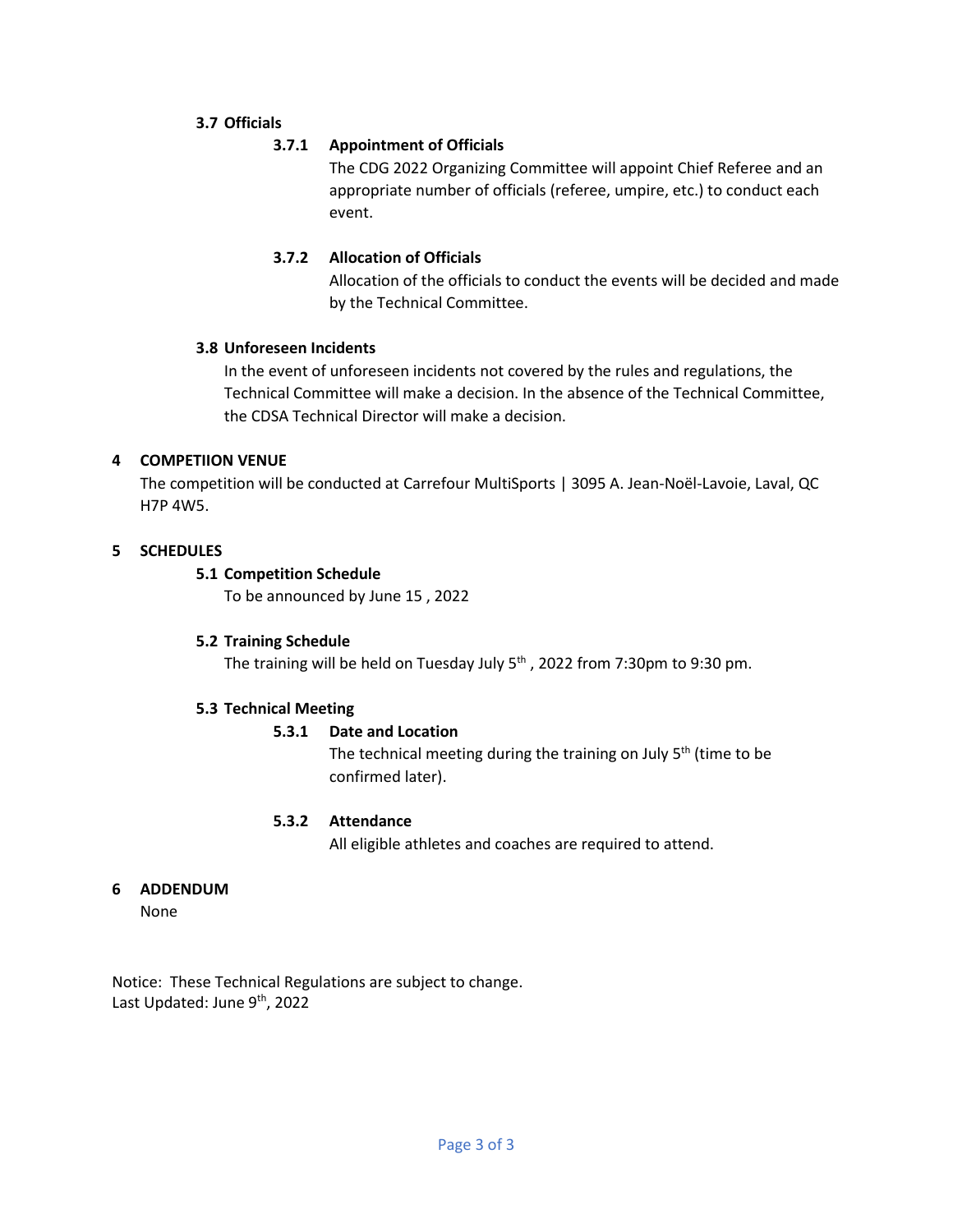### 3.7 Officials

#### 3.7.1 Appointment of Officials

The CDG 2022 Organizing Committee will appoint Chief Referee and an appropriate number of officials (referee, umpire, etc.) to conduct each event.

#### 3.7.2 Allocation of Officials

Allocation of the officials to conduct the events will be decided and made by the Technical Committee.

### 3.8 Unforeseen Incidents

In the event of unforeseen incidents not covered by the rules and regulations, the Technical Committee will make a decision. In the absence of the Technical Committee, the CDSA Technical Director will make a decision.

## 4 COMPETIION VENUE

The competition will be conducted at Carrefour MultiSports | 3095 A. Jean-Noël-Lavoie, Laval, QC H7P 4W5.

## 5 SCHEDULES

### 5.1 Competition Schedule

To be announced by June 15 , 2022

### 5.2 Training Schedule

The training will be held on Tuesday July 5th , 2022 from 7:30pm to 9:30 pm.

### 5.3 Technical Meeting

#### 5.3.1 Date and Location

The technical meeting during the training on July 5th (time to be confirmed later).

#### 5.3.2 Attendance

All eligible athletes and coaches are required to attend.

## 6 ADDENDUM

None

Notice: These Technical Regulations are subject to change.
Last Updated: June 9th, 2022